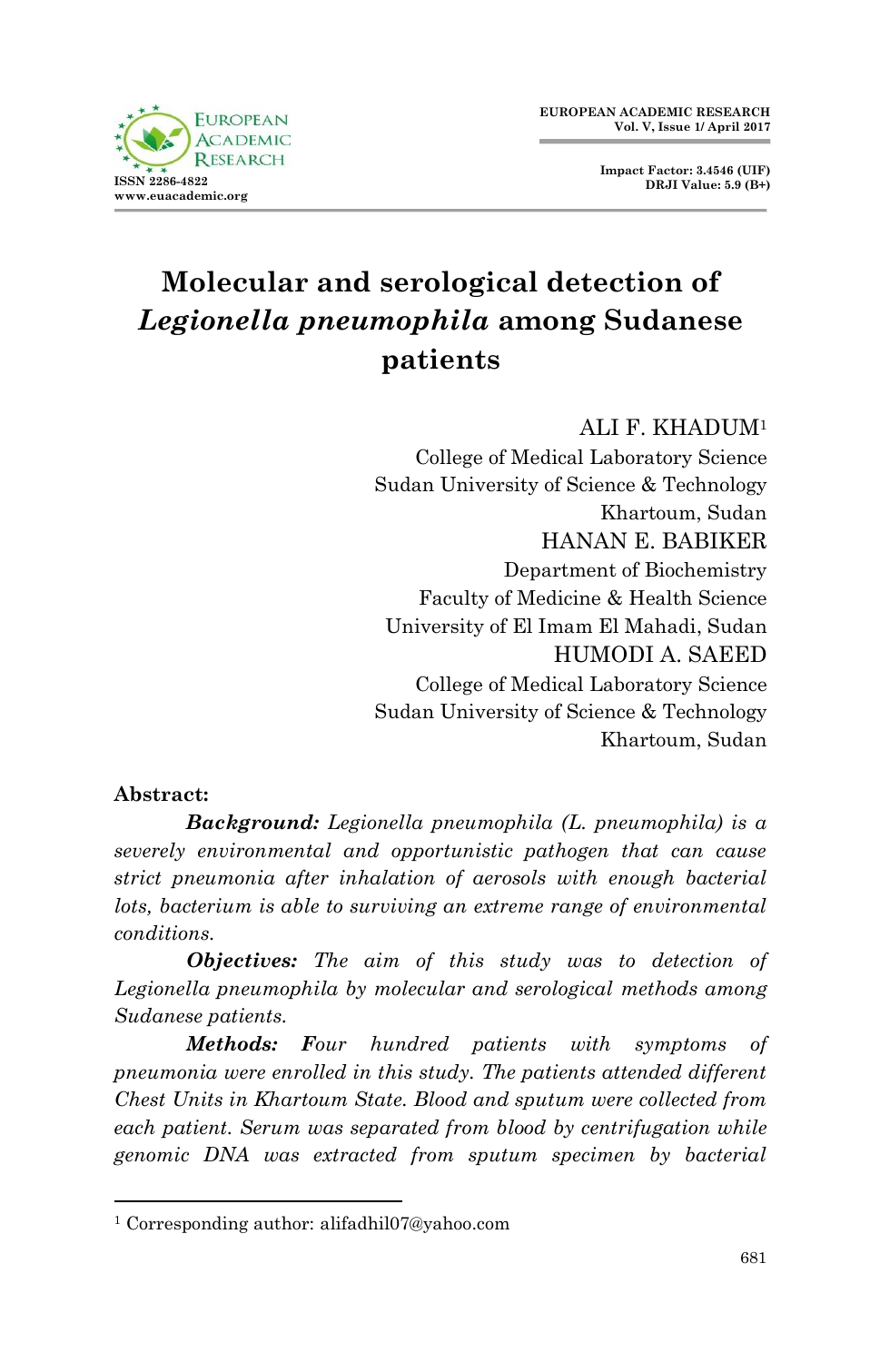# Molecular and serological detection of *Legionella pneumophila* among Sudanese patients

ALI F. KHADUM[1]
College of Medical Laboratory Science
Sudan University of Science & Technology
Khartoum, Sudan

HANAN E. BABIKER
Department of Biochemistry
Faculty of Medicine & Health Science
University of El Imam El Mahadi, Sudan

HUMODI A. SAEED
College of Medical Laboratory Science
Sudan University of Science & Technology
Khartoum, Sudan

**Abstract:**

***Background:*** *Legionella pneumophila (L. pneumophila) is a severely environmental and opportunistic pathogen that can cause strict pneumonia after inhalation of aerosols with enough bacterial lots, bacterium is able to surviving an extreme range of environmental conditions.*

***Objectives:*** *The aim of this study was to detection of Legionella pneumophila by molecular and serological methods among Sudanese patients.*

***Methods:*** *Four hundred patients with symptoms of pneumonia were enrolled in this study. The patients attended different Chest Units in Khartoum State. Blood and sputum were collected from each patient. Serum was separated from blood by centrifugation while genomic DNA was extracted from sputum specimen by bacterial*

[1] Corresponding author: alifadhil07@yahoo.com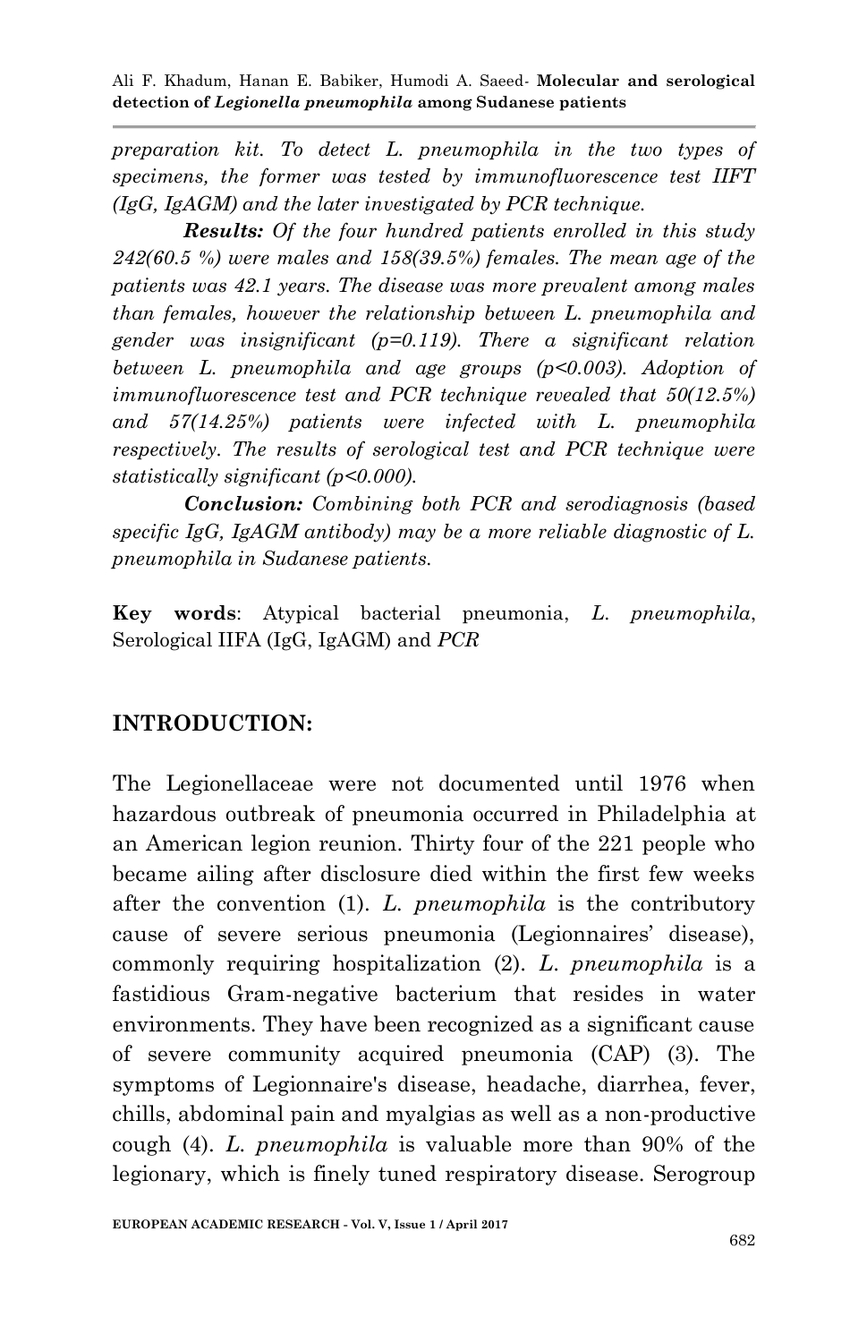*preparation kit. To detect L. pneumophila in the two types of specimens, the former was tested by immunofluorescence test IIFT (IgG, IgAGM) and the later investigated by PCR technique.*

***Results:*** *Of the four hundred patients enrolled in this study 242(60.5 %) were males and 158(39.5%) females. The mean age of the patients was 42.1 years. The disease was more prevalent among males than females, however the relationship between L. pneumophila and gender was insignificant (p=0.119). There a significant relation between L. pneumophila and age groups (p<0.003). Adoption of immunofluorescence test and PCR technique revealed that 50(12.5%) and 57(14.25%) patients were infected with L. pneumophila respectively. The results of serological test and PCR technique were statistically significant (p<0.000).*

***Conclusion:*** *Combining both PCR and serodiagnosis (based specific IgG, IgAGM antibody) may be a more reliable diagnostic of L. pneumophila in Sudanese patients.*

**Key words**: Atypical bacterial pneumonia, *L. pneumophila*, Serological IIFA (IgG, IgAGM) and *PCR*

## INTRODUCTION:

The Legionellaceae were not documented until 1976 when hazardous outbreak of pneumonia occurred in Philadelphia at an American legion reunion. Thirty four of the 221 people who became ailing after disclosure died within the first few weeks after the convention (1). *L. pneumophila* is the contributory cause of severe serious pneumonia (Legionnaires' disease), commonly requiring hospitalization (2). *L. pneumophila* is a fastidious Gram-negative bacterium that resides in water environments. They have been recognized as a significant cause of severe community acquired pneumonia (CAP) (3). The symptoms of Legionnaire's disease, headache, diarrhea, fever, chills, abdominal pain and myalgias as well as a non-productive cough (4). *L. pneumophila* is valuable more than 90% of the legionary, which is finely tuned respiratory disease. Serogroup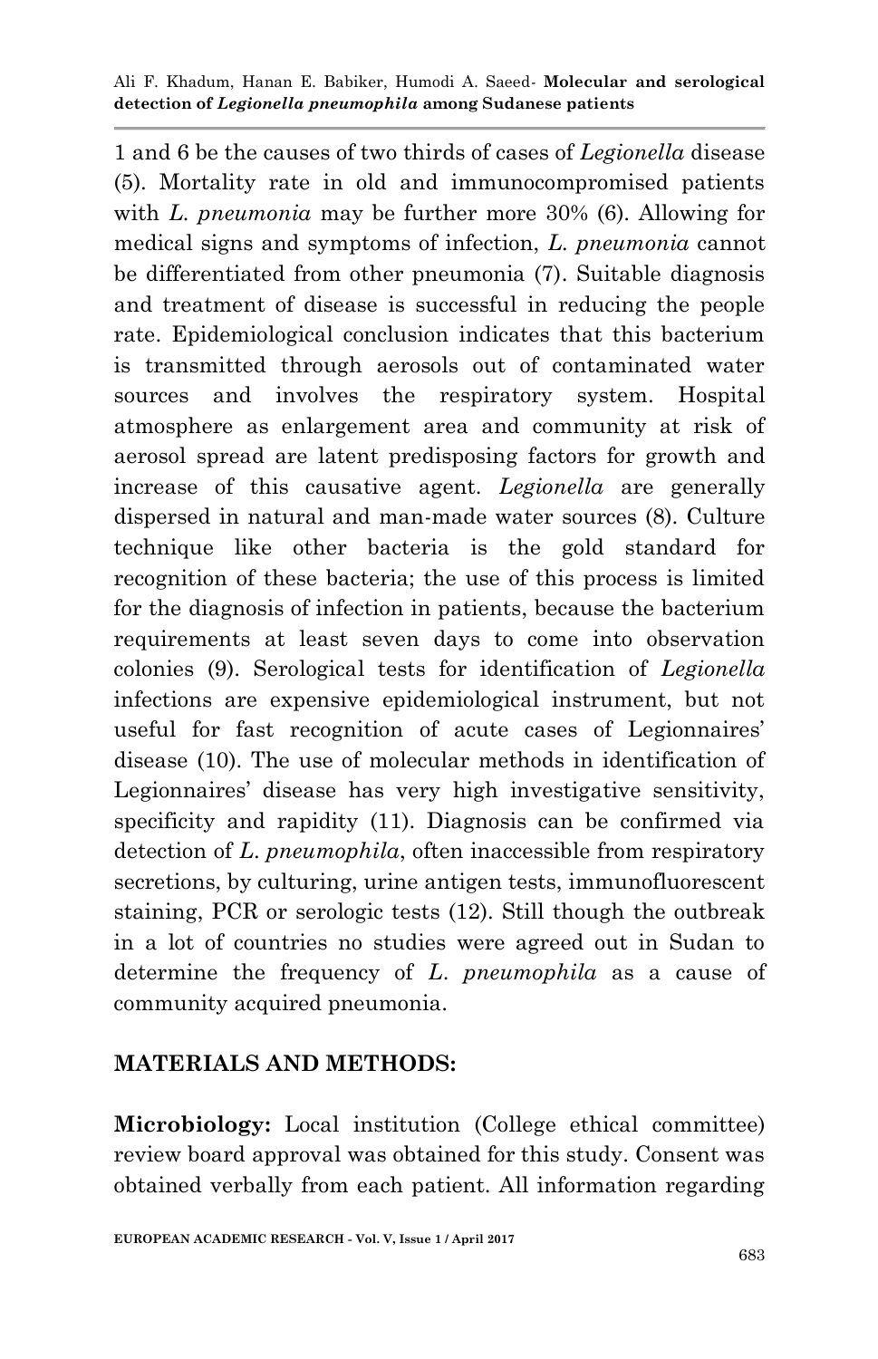1 and 6 be the causes of two thirds of cases of *Legionella* disease (5). Mortality rate in old and immunocompromised patients with *L. pneumonia* may be further more 30% (6). Allowing for medical signs and symptoms of infection, *L. pneumonia* cannot be differentiated from other pneumonia (7). Suitable diagnosis and treatment of disease is successful in reducing the people rate. Epidemiological conclusion indicates that this bacterium is transmitted through aerosols out of contaminated water sources and involves the respiratory system. Hospital atmosphere as enlargement area and community at risk of aerosol spread are latent predisposing factors for growth and increase of this causative agent. *Legionella* are generally dispersed in natural and man-made water sources (8). Culture technique like other bacteria is the gold standard for recognition of these bacteria; the use of this process is limited for the diagnosis of infection in patients, because the bacterium requirements at least seven days to come into observation colonies (9). Serological tests for identification of *Legionella* infections are expensive epidemiological instrument, but not useful for fast recognition of acute cases of Legionnaires' disease (10). The use of molecular methods in identification of Legionnaires' disease has very high investigative sensitivity, specificity and rapidity (11). Diagnosis can be confirmed via detection of *L. pneumophila*, often inaccessible from respiratory secretions, by culturing, urine antigen tests, immunofluorescent staining, PCR or serologic tests (12). Still though the outbreak in a lot of countries no studies were agreed out in Sudan to determine the frequency of *L. pneumophila* as a cause of community acquired pneumonia.

## MATERIALS AND METHODS:

**Microbiology:** Local institution (College ethical committee) review board approval was obtained for this study. Consent was obtained verbally from each patient. All information regarding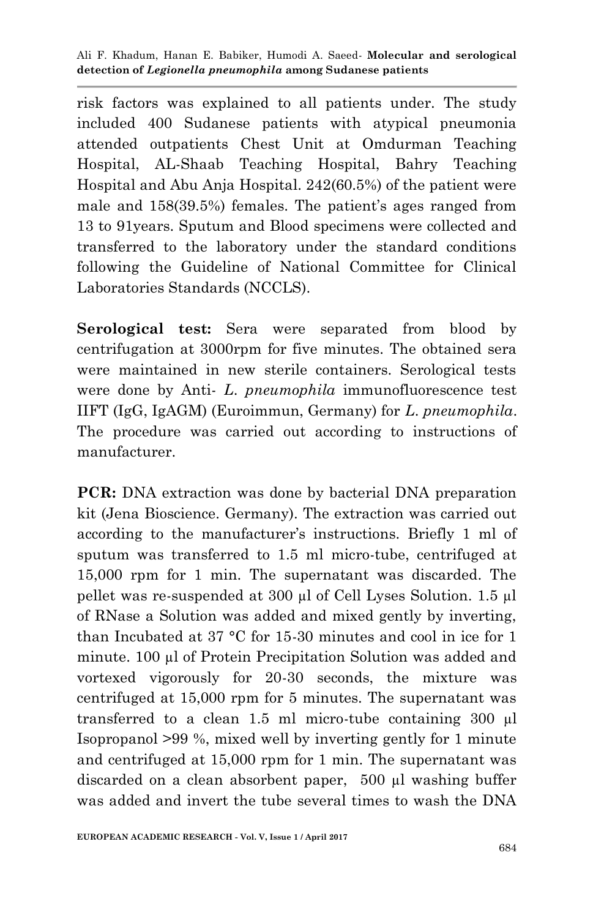risk factors was explained to all patients under. The study included 400 Sudanese patients with atypical pneumonia attended outpatients Chest Unit at Omdurman Teaching Hospital, AL-Shaab Teaching Hospital, Bahry Teaching Hospital and Abu Anja Hospital. 242(60.5%) of the patient were male and 158(39.5%) females. The patient's ages ranged from 13 to 91years. Sputum and Blood specimens were collected and transferred to the laboratory under the standard conditions following the Guideline of National Committee for Clinical Laboratories Standards (NCCLS).

**Serological test:** Sera were separated from blood by centrifugation at 3000rpm for five minutes. The obtained sera were maintained in new sterile containers. Serological tests were done by Anti- *L. pneumophila* immunofluorescence test IIFT (IgG, IgAGM) (Euroimmun, Germany) for *L. pneumophila*. The procedure was carried out according to instructions of manufacturer.

**PCR:** DNA extraction was done by bacterial DNA preparation kit (Jena Bioscience. Germany). The extraction was carried out according to the manufacturer's instructions. Briefly 1 ml of sputum was transferred to 1.5 ml micro-tube, centrifuged at 15,000 rpm for 1 min. The supernatant was discarded. The pellet was re-suspended at 300 µl of Cell Lyses Solution. 1.5 µl of RNase a Solution was added and mixed gently by inverting, than Incubated at 37 °C for 15-30 minutes and cool in ice for 1 minute. 100 µl of Protein Precipitation Solution was added and vortexed vigorously for 20-30 seconds, the mixture was centrifuged at 15,000 rpm for 5 minutes. The supernatant was transferred to a clean 1.5 ml micro-tube containing 300 µl Isopropanol >99 %, mixed well by inverting gently for 1 minute and centrifuged at 15,000 rpm for 1 min. The supernatant was discarded on a clean absorbent paper, 500 µl washing buffer was added and invert the tube several times to wash the DNA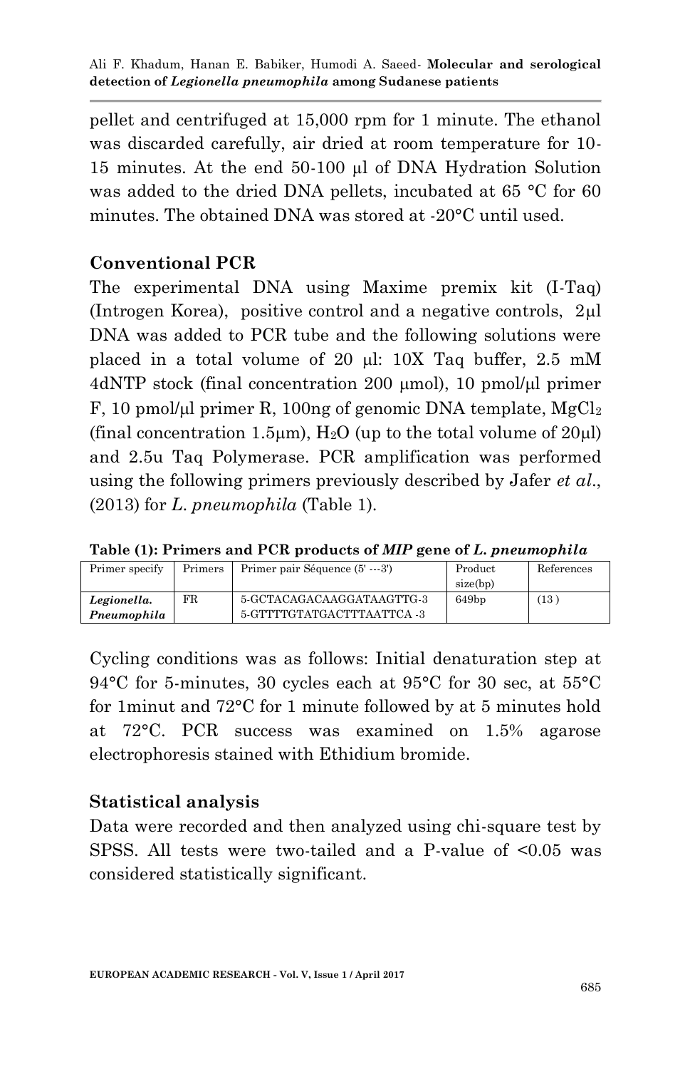pellet and centrifuged at 15,000 rpm for 1 minute. The ethanol was discarded carefully, air dried at room temperature for 10-15 minutes. At the end 50-100 µl of DNA Hydration Solution was added to the dried DNA pellets, incubated at 65 °C for 60 minutes. The obtained DNA was stored at -20°C until used.

## Conventional PCR

The experimental DNA using Maxime premix kit (I-Taq) (Introgen Korea), positive control and a negative controls, 2µl DNA was added to PCR tube and the following solutions were placed in a total volume of 20 µl: 10X Taq buffer, 2.5 mM 4dNTP stock (final concentration 200 µmol), 10 pmol/µl primer F, 10 pmol/µl primer R, 100ng of genomic DNA template, $MgCl_2$ (final concentration 1.5µm), $H_2O$ (up to the total volume of 20µl) and 2.5u Taq Polymerase. PCR amplification was performed using the following primers previously described by Jafer *et al*., (2013) for *L. pneumophila* (Table 1).

**Table (1): Primers and PCR products of *MIP* gene of *L. pneumophila***

| Primer specify | Primers | Primer pair Séquence (5' ---3') | Product size(bp) | References |
|---|---|---|---|---|
| ***Legionella. Pneumophila*** | FR | 5-GCTACAGACAAGGATAAGTTG-3<br>5-GTTTTGTATGACTTTAATTCA -3 | 649bp | (13 ) |

Cycling conditions was as follows: Initial denaturation step at 94°C for 5-minutes, 30 cycles each at 95°C for 30 sec, at 55°C for 1minut and 72°C for 1 minute followed by at 5 minutes hold at 72°C. PCR success was examined on 1.5% agarose electrophoresis stained with Ethidium bromide.

## Statistical analysis

Data were recorded and then analyzed using chi-square test by SPSS. All tests were two-tailed and a P-value of <0.05 was considered statistically significant.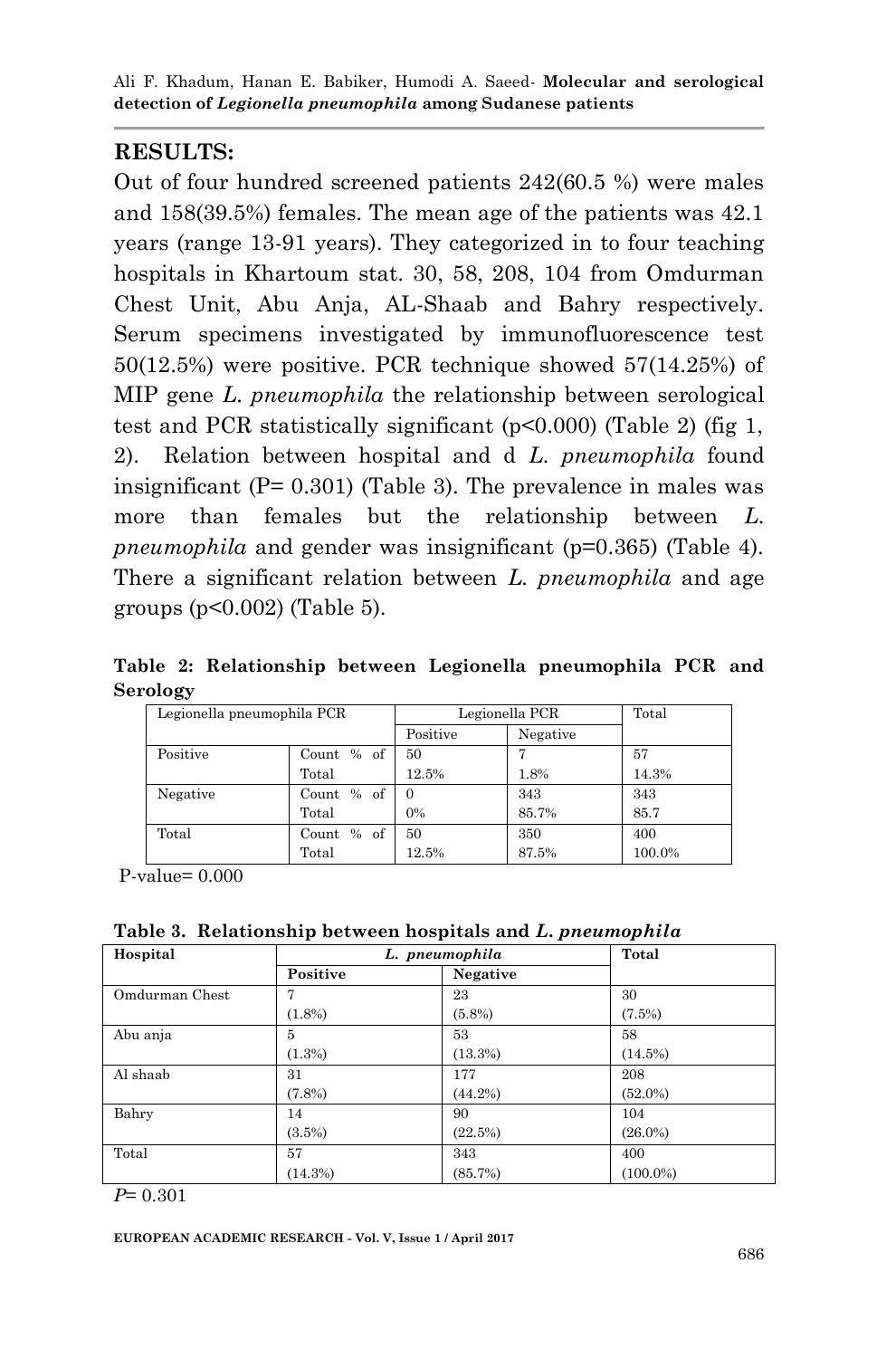## RESULTS:

Out of four hundred screened patients 242(60.5 %) were males and 158(39.5%) females. The mean age of the patients was 42.1 years (range 13-91 years). They categorized in to four teaching hospitals in Khartoum stat. 30, 58, 208, 104 from Omdurman Chest Unit, Abu Anja, AL-Shaab and Bahry respectively. Serum specimens investigated by immunofluorescence test 50(12.5%) were positive. PCR technique showed 57(14.25%) of MIP gene *L. pneumophila* the relationship between serological test and PCR statistically significant ($p<0.000$) (Table 2) (fig 1, 2). Relation between hospital and d *L. pneumophila* found insignificant ($P= 0.301$) (Table 3). The prevalence in males was more than females but the relationship between *L. pneumophila* and gender was insignificant ($p=0.365$) (Table 4). There a significant relation between *L. pneumophila* and age groups ($p<0.002$) (Table 5).

**Table 2: Relationship between Legionella pneumophila PCR and Serology**

| Legionella pneumophila PCR | | Legionella PCR | | Total |
|---|---|---|---|---|
| | | Positive | Negative | |
| Positive | Count % of Total | 50 12.5% | 7 1.8% | 57 14.3% |
| Negative | Count % of Total | 0 0% | 343 85.7% | 343 85.7 |
| Total | Count % of Total | 50 12.5% | 350 87.5% | 400 100.0% |

P-value= 0.000

**Table 3. Relationship between hospitals and *L. pneumophila***

| Hospital | *L. pneumophila* | | Total |
|---|---|---|---|
| | Positive | Negative | |
| Omdurman Chest | 7 (1.8%) | 23 (5.8%) | 30 (7.5%) |
| Abu anja | 5 (1.3%) | 53 (13.3%) | 58 (14.5%) |
| Al shaab | 31 (7.8%) | 177 (44.2%) | 208 (52.0%) |
| Bahry | 14 (3.5%) | 90 (22.5%) | 104 (26.0%) |
| Total | 57 (14.3%) | 343 (85.7%) | 400 (100.0%) |

*P*= 0.301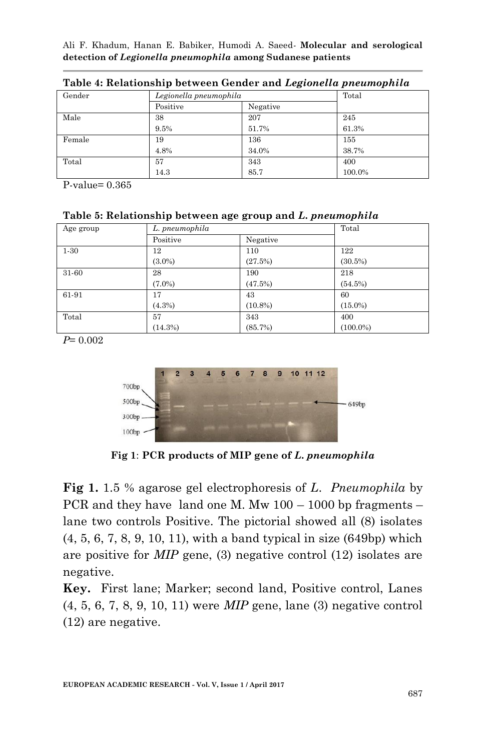**Table 4: Relationship between Gender and *Legionella pneumophila***

| Gender | *Legionella pneumophila* | | Total |
|---|---|---|---|
| | Positive | Negative | |
| Male | 38<br>9.5% | 207<br>51.7% | 245<br>61.3% |
| Female | 19<br>4.8% | 136<br>34.0% | 155<br>38.7% |
| Total | 57<br>14.3 | 343<br>85.7 | 400<br>100.0% |

P-value= 0.365

**Table 5: Relationship between age group and *L. pneumophila***

| Age group | *L. pneumophila* | | Total |
|---|---|---|---|
| | Positive | Negative | |
| 1-30 | 12<br>(3.0%) | 110<br>(27.5%) | 122<br>(30.5%) |
| 31-60 | 28<br>(7.0%) | 190<br>(47.5%) | 218<br>(54.5%) |
| 61-91 | 17<br>(4.3%) | 43<br>(10.8%) | 60<br>(15.0%) |
| Total | 57<br>(14.3%) | 343<br>(85.7%) | 400<br>(100.0%) |

*P*= 0.002

**Fig 1**: **PCR products of MIP gene of *L. pneumophila***

**Fig 1.** 1.5 % agarose gel electrophoresis of *L. Pneumophila* by PCR and they have land one M. Mw 100 – 1000 bp fragments – lane two controls Positive. The pictorial showed all (8) isolates (4, 5, 6, 7, 8, 9, 10, 11), with a band typical in size (649bp) which are positive for *MIP* gene, (3) negative control (12) isolates are negative.

**Key.** First lane; Marker; second land, Positive control, Lanes (4, 5, 6, 7, 8, 9, 10, 11) were *MIP* gene, lane (3) negative control (12) are negative.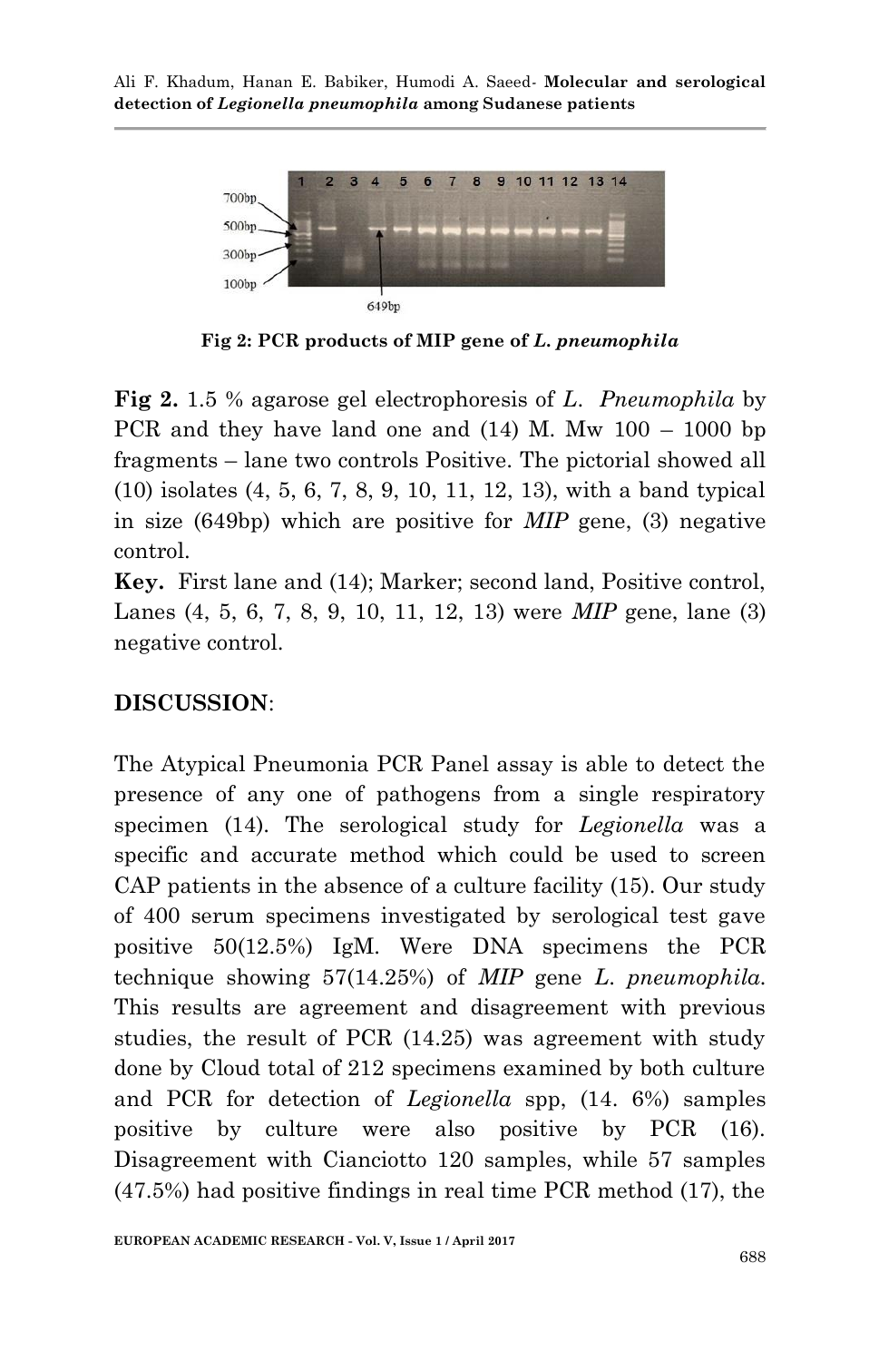**Fig 2: PCR products of MIP gene of *L. pneumophila***

**Fig 2.** 1.5 % agarose gel electrophoresis of *L. Pneumophila* by PCR and they have land one and (14) M. Mw 100 – 1000 bp fragments – lane two controls Positive. The pictorial showed all (10) isolates (4, 5, 6, 7, 8, 9, 10, 11, 12, 13), with a band typical in size (649bp) which are positive for *MIP* gene, (3) negative control.

**Key.** First lane and (14); Marker; second land, Positive control, Lanes (4, 5, 6, 7, 8, 9, 10, 11, 12, 13) were *MIP* gene, lane (3) negative control.

## DISCUSSION:

The Atypical Pneumonia PCR Panel assay is able to detect the presence of any one of pathogens from a single respiratory specimen (14). The serological study for *Legionella* was a specific and accurate method which could be used to screen CAP patients in the absence of a culture facility (15). Our study of 400 serum specimens investigated by serological test gave positive 50(12.5%) IgM. Were DNA specimens the PCR technique showing 57(14.25%) of *MIP* gene *L. pneumophila*. This results are agreement and disagreement with previous studies, the result of PCR (14.25) was agreement with study done by Cloud total of 212 specimens examined by both culture and PCR for detection of *Legionella* spp, (14. 6%) samples positive by culture were also positive by PCR (16). Disagreement with Cianciotto 120 samples, while 57 samples (47.5%) had positive findings in real time PCR method (17), the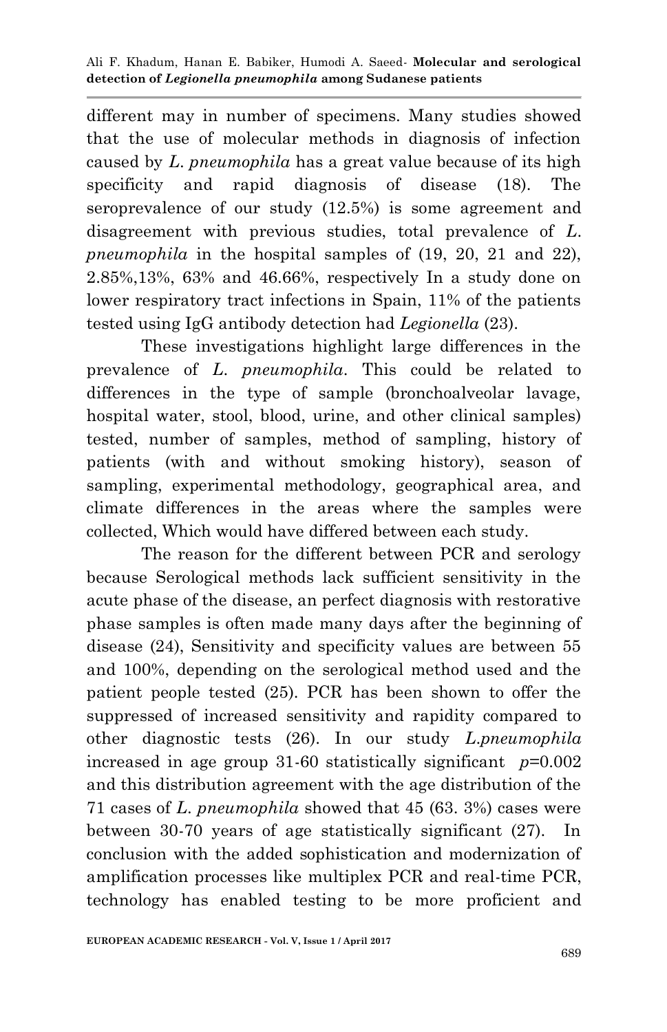different may in number of specimens. Many studies showed that the use of molecular methods in diagnosis of infection caused by *L. pneumophila* has a great value because of its high specificity and rapid diagnosis of disease (18). The seroprevalence of our study (12.5%) is some agreement and disagreement with previous studies, total prevalence of *L. pneumophila* in the hospital samples of (19, 20, 21 and 22), 2.85%,13%, 63% and 46.66%, respectively In a study done on lower respiratory tract infections in Spain, 11% of the patients tested using IgG antibody detection had *Legionella* (23).

These investigations highlight large differences in the prevalence of *L. pneumophila*. This could be related to differences in the type of sample (bronchoalveolar lavage, hospital water, stool, blood, urine, and other clinical samples) tested, number of samples, method of sampling, history of patients (with and without smoking history), season of sampling, experimental methodology, geographical area, and climate differences in the areas where the samples were collected, Which would have differed between each study.

The reason for the different between PCR and serology because Serological methods lack sufficient sensitivity in the acute phase of the disease, an perfect diagnosis with restorative phase samples is often made many days after the beginning of disease (24), Sensitivity and specificity values are between 55 and 100%, depending on the serological method used and the patient people tested (25). PCR has been shown to offer the suppressed of increased sensitivity and rapidity compared to other diagnostic tests (26). In our study *L.pneumophila* increased in age group 31-60 statistically significant $p$=0.002 and this distribution agreement with the age distribution of the 71 cases of *L. pneumophila* showed that 45 (63. 3%) cases were between 30-70 years of age statistically significant (27). In conclusion with the added sophistication and modernization of amplification processes like multiplex PCR and real-time PCR, technology has enabled testing to be more proficient and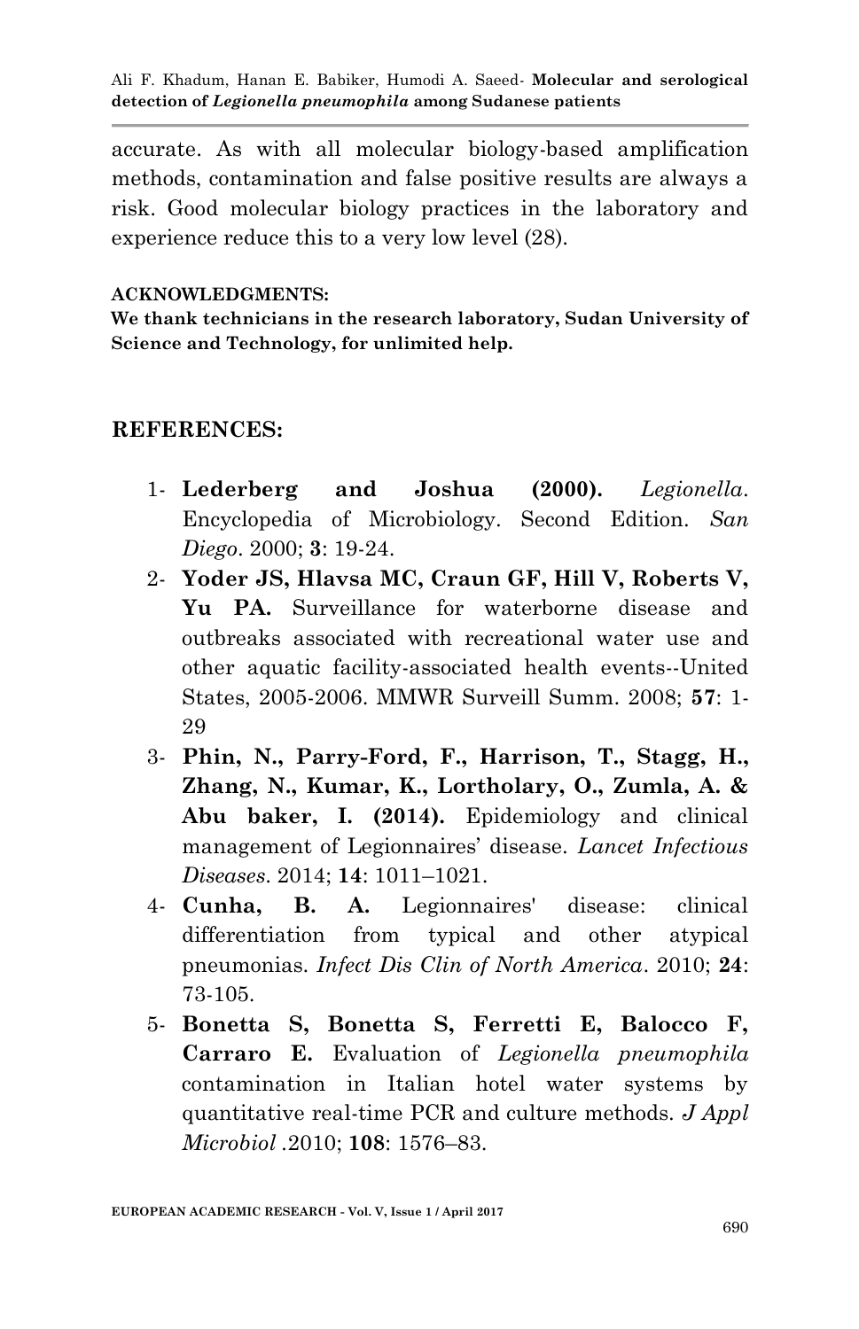accurate. As with all molecular biology-based amplification methods, contamination and false positive results are always a risk. Good molecular biology practices in the laboratory and experience reduce this to a very low level (28).

**ACKNOWLEDGMENTS:**

**We thank technicians in the research laboratory, Sudan University of Science and Technology, for unlimited help.**

## REFERENCES:

1- **Lederberg and Joshua (2000).** *Legionella*. Encyclopedia of Microbiology. Second Edition. *San Diego*. 2000; **3**: 19-24.

2- **Yoder JS, Hlavsa MC, Craun GF, Hill V, Roberts V, Yu PA.** Surveillance for waterborne disease and outbreaks associated with recreational water use and other aquatic facility-associated health events--United States, 2005-2006. MMWR Surveill Summ. 2008; **57**: 1-29

3- **Phin, N., Parry-Ford, F., Harrison, T., Stagg, H., Zhang, N., Kumar, K., Lortholary, O., Zumla, A. & Abu baker, I. (2014).** Epidemiology and clinical management of Legionnaires' disease. *Lancet Infectious Diseases*. 2014; **14**: 1011–1021.

4- **Cunha, B. A.** Legionnaires' disease: clinical differentiation from typical and other atypical pneumonias. *Infect Dis Clin of North America*. 2010; **24**: 73-105.

5- **Bonetta S, Bonetta S, Ferretti E, Balocco F, Carraro E.** Evaluation of *Legionella pneumophila* contamination in Italian hotel water systems by quantitative real-time PCR and culture methods. *J Appl Microbiol* .2010; **108**: 1576–83.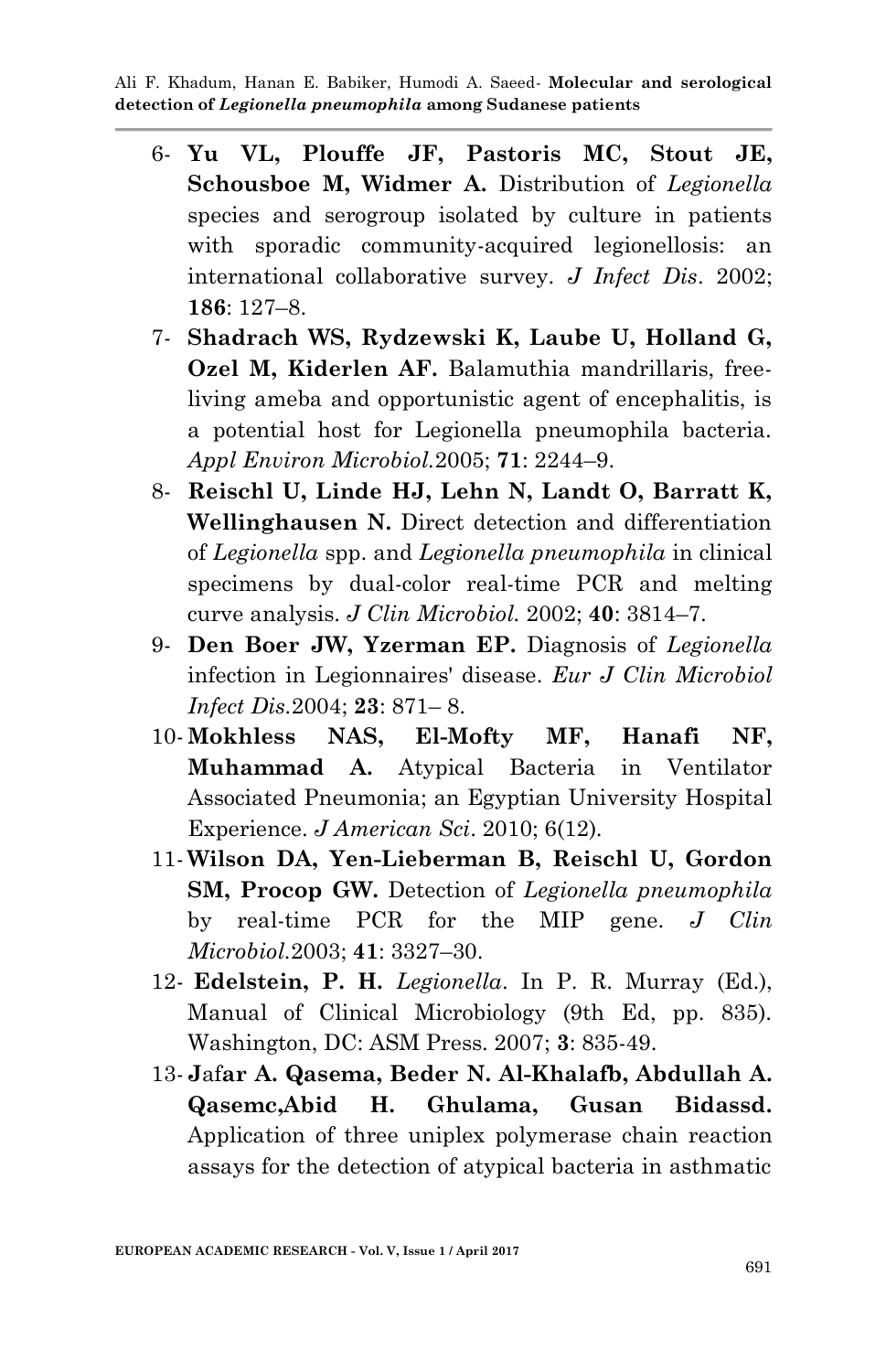6- **Yu VL, Plouffe JF, Pastoris MC, Stout JE, Schousboe M, Widmer A.** Distribution of *Legionella* species and serogroup isolated by culture in patients with sporadic community-acquired legionellosis: an international collaborative survey. *J Infect Dis*. 2002; **186**: 127–8.

7- **Shadrach WS, Rydzewski K, Laube U, Holland G, Ozel M, Kiderlen AF.** Balamuthia mandrillaris, free-living ameba and opportunistic agent of encephalitis, is a potential host for Legionella pneumophila bacteria. *Appl Environ Microbiol.*2005; **71**: 2244–9.

8- **Reischl U, Linde HJ, Lehn N, Landt O, Barratt K, Wellinghausen N.** Direct detection and differentiation of *Legionella* spp. and *Legionella pneumophila* in clinical specimens by dual-color real-time PCR and melting curve analysis. *J Clin Microbiol.* 2002; **40**: 3814–7.

9- **Den Boer JW, Yzerman EP.** Diagnosis of *Legionella* infection in Legionnaires' disease. *Eur J Clin Microbiol Infect Dis.*2004; **23**: 871– 8.

10- **Mokhless NAS, El-Mofty MF, Hanafi NF, Muhammad A.** Atypical Bacteria in Ventilator Associated Pneumonia; an Egyptian University Hospital Experience. *J American Sci*. 2010; 6(12).

11- **Wilson DA, Yen-Lieberman B, Reischl U, Gordon SM, Procop GW.** Detection of *Legionella pneumophila* by real-time PCR for the MIP gene. *J Clin Microbiol.*2003; **41**: 3327–30.

12- **Edelstein, P. H.** *Legionella*. In P. R. Murray (Ed.), Manual of Clinical Microbiology (9th Ed, pp. 835). Washington, DC: ASM Press. 2007; **3**: 835-49.

13- **Jafar A. Qasema, Beder N. Al-Khalafb, Abdullah A. Qasemc,Abid H. Ghulama, Gusan Bidassd.** Application of three uniplex polymerase chain reaction assays for the detection of atypical bacteria in asthmatic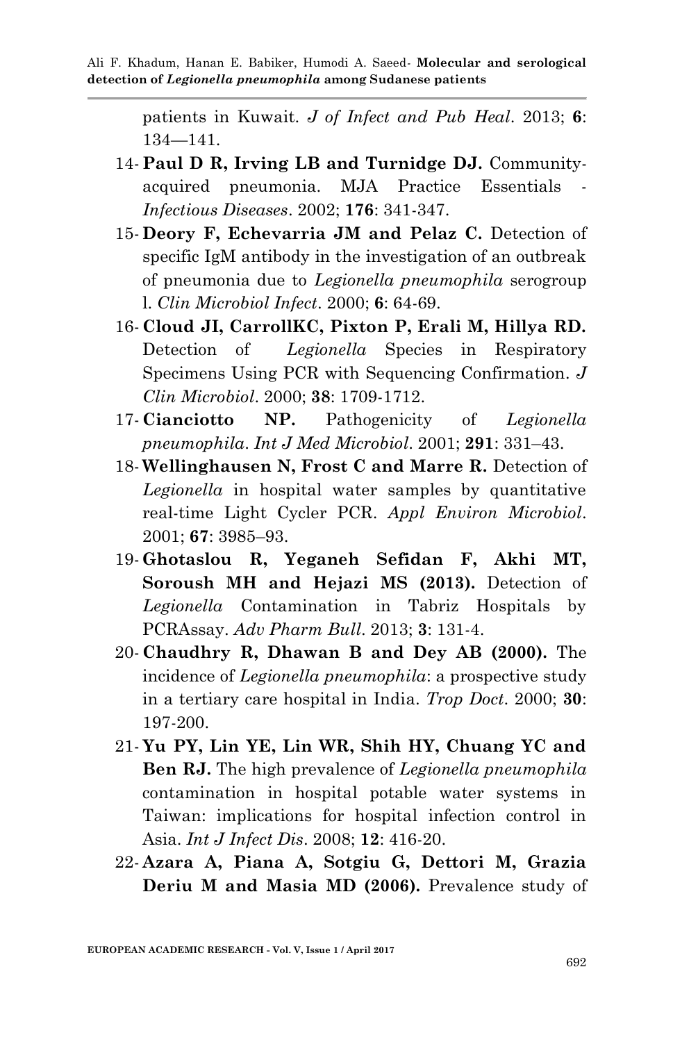patients in Kuwait. *J of Infect and Pub Heal*. 2013; **6**: 134—141.

14- **Paul D R, Irving LB and Turnidge DJ.** Community-acquired pneumonia. MJA Practice Essentials - *Infectious Diseases*. 2002; **176**: 341-347.

15- **Deory F, Echevarria JM and Pelaz C.** Detection of specific IgM antibody in the investigation of an outbreak of pneumonia due to *Legionella pneumophila* serogroup l. *Clin Microbiol Infect*. 2000; **6**: 64-69.

16- **Cloud JI, CarrollKC, Pixton P, Erali M, Hillya RD.** Detection of *Legionella* Species in Respiratory Specimens Using PCR with Sequencing Confirmation. *J Clin Microbiol*. 2000; **38**: 1709-1712.

17- **Cianciotto NP.** Pathogenicity of *Legionella pneumophila*. *Int J Med Microbiol*. 2001; **291**: 331–43.

18- **Wellinghausen N, Frost C and Marre R.** Detection of *Legionella* in hospital water samples by quantitative real-time Light Cycler PCR. *Appl Environ Microbiol*. 2001; **67**: 3985–93.

19- **Ghotaslou R, Yeganeh Sefidan F, Akhi MT, Soroush MH and Hejazi MS (2013).** Detection of *Legionella* Contamination in Tabriz Hospitals by PCRAssay. *Adv Pharm Bull*. 2013; **3**: 131-4.

20- **Chaudhry R, Dhawan B and Dey AB (2000).** The incidence of *Legionella pneumophila*: a prospective study in a tertiary care hospital in India. *Trop Doct*. 2000; **30**: 197-200.

21- **Yu PY, Lin YE, Lin WR, Shih HY, Chuang YC and Ben RJ.** The high prevalence of *Legionella pneumophila* contamination in hospital potable water systems in Taiwan: implications for hospital infection control in Asia. *Int J Infect Dis*. 2008; **12**: 416-20.

22- **Azara A, Piana A, Sotgiu G, Dettori M, Grazia Deriu M and Masia MD (2006).** Prevalence study of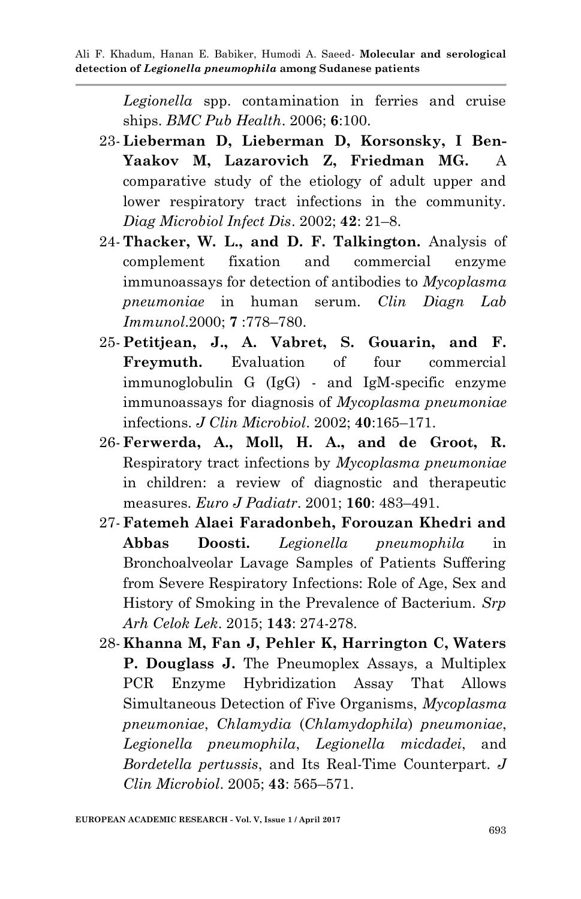*Legionella* spp. contamination in ferries and cruise ships. *BMC Pub Health*. 2006; **6**:100.

23- **Lieberman D, Lieberman D, Korsonsky, I Ben-Yaakov M, Lazarovich Z, Friedman MG.** A comparative study of the etiology of adult upper and lower respiratory tract infections in the community. *Diag Microbiol Infect Dis*. 2002; **42**: 21–8.

24- **Thacker, W. L., and D. F. Talkington.** Analysis of complement fixation and commercial enzyme immunoassays for detection of antibodies to *Mycoplasma pneumoniae* in human serum. *Clin Diagn Lab Immunol*.2000; **7** :778–780.

25- **Petitjean, J., A. Vabret, S. Gouarin, and F. Freymuth.** Evaluation of four commercial immunoglobulin G (IgG) - and IgM-specific enzyme immunoassays for diagnosis of *Mycoplasma pneumoniae* infections. *J Clin Microbiol*. 2002; **40**:165–171.

26- **Ferwerda, A., Moll, H. A., and de Groot, R.** Respiratory tract infections by *Mycoplasma pneumoniae* in children: a review of diagnostic and therapeutic measures. *Euro J Padiatr*. 2001; **160**: 483–491.

27- **Fatemeh Alaei Faradonbeh, Forouzan Khedri and Abbas Doosti.** *Legionella pneumophila* in Bronchoalveolar Lavage Samples of Patients Suffering from Severe Respiratory Infections: Role of Age, Sex and History of Smoking in the Prevalence of Bacterium. *Srp Arh Celok Lek*. 2015; **143**: 274-278.

28- **Khanna M, Fan J, Pehler K, Harrington C, Waters P. Douglass J.** The Pneumoplex Assays, a Multiplex PCR Enzyme Hybridization Assay That Allows Simultaneous Detection of Five Organisms, *Mycoplasma pneumoniae*, *Chlamydia* (*Chlamydophila*) *pneumoniae*, *Legionella pneumophila*, *Legionella micdadei*, and *Bordetella pertussis*, and Its Real-Time Counterpart. *J Clin Microbiol*. 2005; **43**: 565–571.